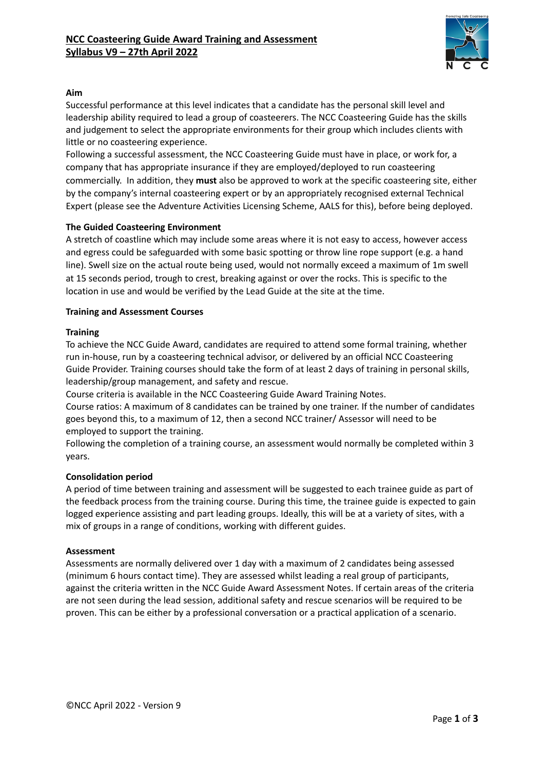# NCC Coasteering Guide Award Training and Assessment
## Syllabus V9 – 27th April 2022

### Aim

Successful performance at this level indicates that a candidate has the personal skill level and leadership ability required to lead a group of coasteerers. The NCC Coasteering Guide has the skills and judgement to select the appropriate environments for their group which includes clients with little or no coasteering experience.

Following a successful assessment, the NCC Coasteering Guide must have in place, or work for, a company that has appropriate insurance if they are employed/deployed to run coasteering commercially. In addition, they **must** also be approved to work at the specific coasteering site, either by the company's internal coasteering expert or by an appropriately recognised external Technical Expert (please see the Adventure Activities Licensing Scheme, AALS for this), before being deployed.

### The Guided Coasteering Environment

A stretch of coastline which may include some areas where it is not easy to access, however access and egress could be safeguarded with some basic spotting or throw line rope support (e.g. a hand line). Swell size on the actual route being used, would not normally exceed a maximum of 1m swell at 15 seconds period, trough to crest, breaking against or over the rocks. This is specific to the location in use and would be verified by the Lead Guide at the site at the time.

### Training and Assessment Courses

#### Training

To achieve the NCC Guide Award, candidates are required to attend some formal training, whether run in-house, run by a coasteering technical advisor, or delivered by an official NCC Coasteering Guide Provider. Training courses should take the form of at least 2 days of training in personal skills, leadership/group management, and safety and rescue.

Course criteria is available in the NCC Coasteering Guide Award Training Notes.

Course ratios: A maximum of 8 candidates can be trained by one trainer. If the number of candidates goes beyond this, to a maximum of 12, then a second NCC trainer/ Assessor will need to be employed to support the training.

Following the completion of a training course, an assessment would normally be completed within 3 years.

#### Consolidation period

A period of time between training and assessment will be suggested to each trainee guide as part of the feedback process from the training course. During this time, the trainee guide is expected to gain logged experience assisting and part leading groups. Ideally, this will be at a variety of sites, with a mix of groups in a range of conditions, working with different guides.

#### Assessment

Assessments are normally delivered over 1 day with a maximum of 2 candidates being assessed (minimum 6 hours contact time). They are assessed whilst leading a real group of participants, against the criteria written in the NCC Guide Award Assessment Notes. If certain areas of the criteria are not seen during the lead session, additional safety and rescue scenarios will be required to be proven. This can be either by a professional conversation or a practical application of a scenario.

©NCC April 2022 - Version 9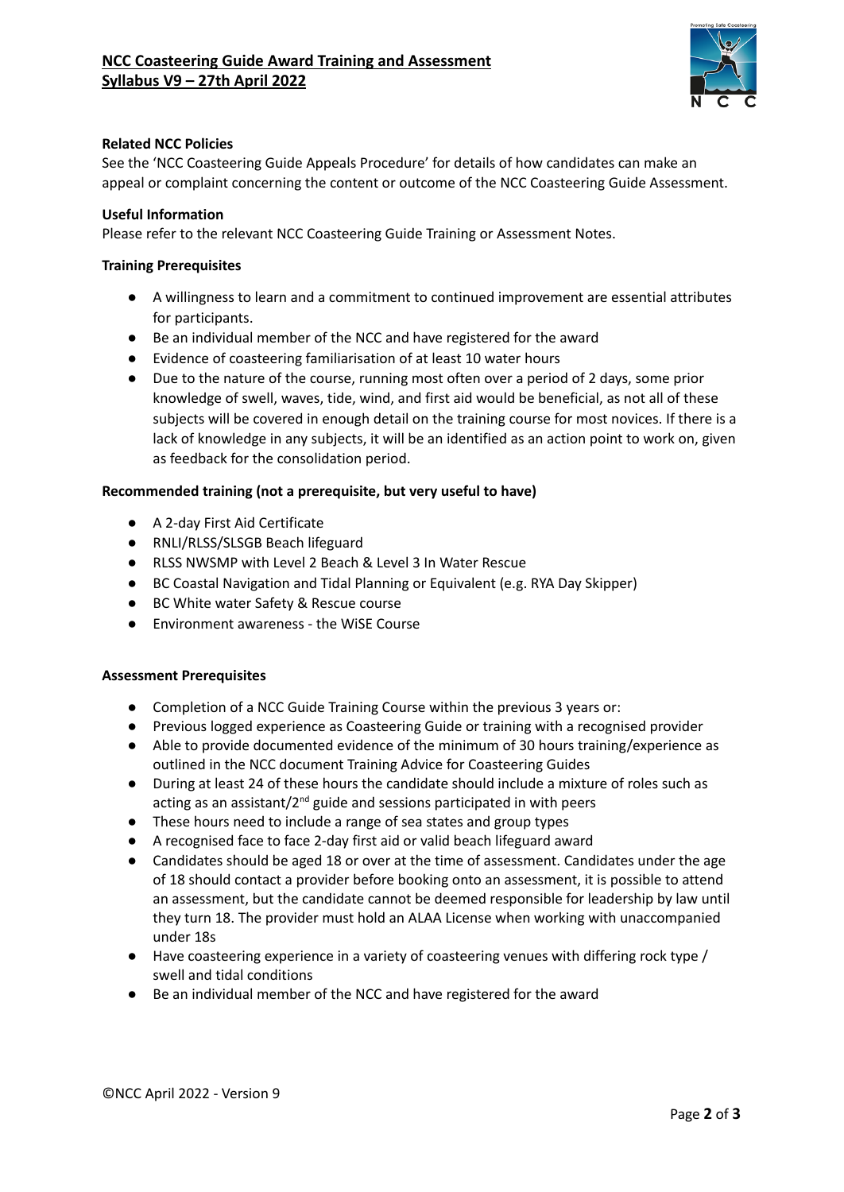**Related NCC Policies**

See the 'NCC Coasteering Guide Appeals Procedure' for details of how candidates can make an appeal or complaint concerning the content or outcome of the NCC Coasteering Guide Assessment.

**Useful Information**

Please refer to the relevant NCC Coasteering Guide Training or Assessment Notes.

**Training Prerequisites**

- A willingness to learn and a commitment to continued improvement are essential attributes for participants.
- Be an individual member of the NCC and have registered for the award
- Evidence of coasteering familiarisation of at least 10 water hours
- Due to the nature of the course, running most often over a period of 2 days, some prior knowledge of swell, waves, tide, wind, and first aid would be beneficial, as not all of these subjects will be covered in enough detail on the training course for most novices. If there is a lack of knowledge in any subjects, it will be an identified as an action point to work on, given as feedback for the consolidation period.

**Recommended training (not a prerequisite, but very useful to have)**

- A 2-day First Aid Certificate
- RNLI/RLSS/SLSGB Beach lifeguard
- RLSS NWSMP with Level 2 Beach & Level 3 In Water Rescue
- BC Coastal Navigation and Tidal Planning or Equivalent (e.g. RYA Day Skipper)
- BC White water Safety & Rescue course
- Environment awareness - the WiSE Course

**Assessment Prerequisites**

- Completion of a NCC Guide Training Course within the previous 3 years or:
- Previous logged experience as Coasteering Guide or training with a recognised provider
- Able to provide documented evidence of the minimum of 30 hours training/experience as outlined in the NCC document Training Advice for Coasteering Guides
- During at least 24 of these hours the candidate should include a mixture of roles such as acting as an assistant/2nd guide and sessions participated in with peers
- These hours need to include a range of sea states and group types
- A recognised face to face 2-day first aid or valid beach lifeguard award
- Candidates should be aged 18 or over at the time of assessment. Candidates under the age of 18 should contact a provider before booking onto an assessment, it is possible to attend an assessment, but the candidate cannot be deemed responsible for leadership by law until they turn 18. The provider must hold an ALAA License when working with unaccompanied under 18s
- Have coasteering experience in a variety of coasteering venues with differing rock type / swell and tidal conditions
- Be an individual member of the NCC and have registered for the award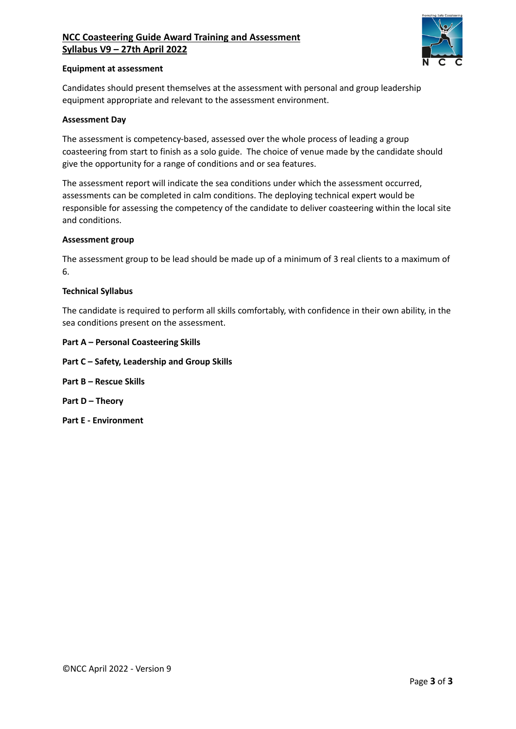## Equipment at assessment

Candidates should present themselves at the assessment with personal and group leadership equipment appropriate and relevant to the assessment environment.

## Assessment Day

The assessment is competency-based, assessed over the whole process of leading a group coasteering from start to finish as a solo guide. The choice of venue made by the candidate should give the opportunity for a range of conditions and or sea features.

The assessment report will indicate the sea conditions under which the assessment occurred, assessments can be completed in calm conditions. The deploying technical expert would be responsible for assessing the competency of the candidate to deliver coasteering within the local site and conditions.

## Assessment group

The assessment group to be lead should be made up of a minimum of 3 real clients to a maximum of 6.

## Technical Syllabus

The candidate is required to perform all skills comfortably, with confidence in their own ability, in the sea conditions present on the assessment.

**Part A – Personal Coasteering Skills**

**Part C – Safety, Leadership and Group Skills**

**Part B – Rescue Skills**

**Part D – Theory**

**Part E - Environment**